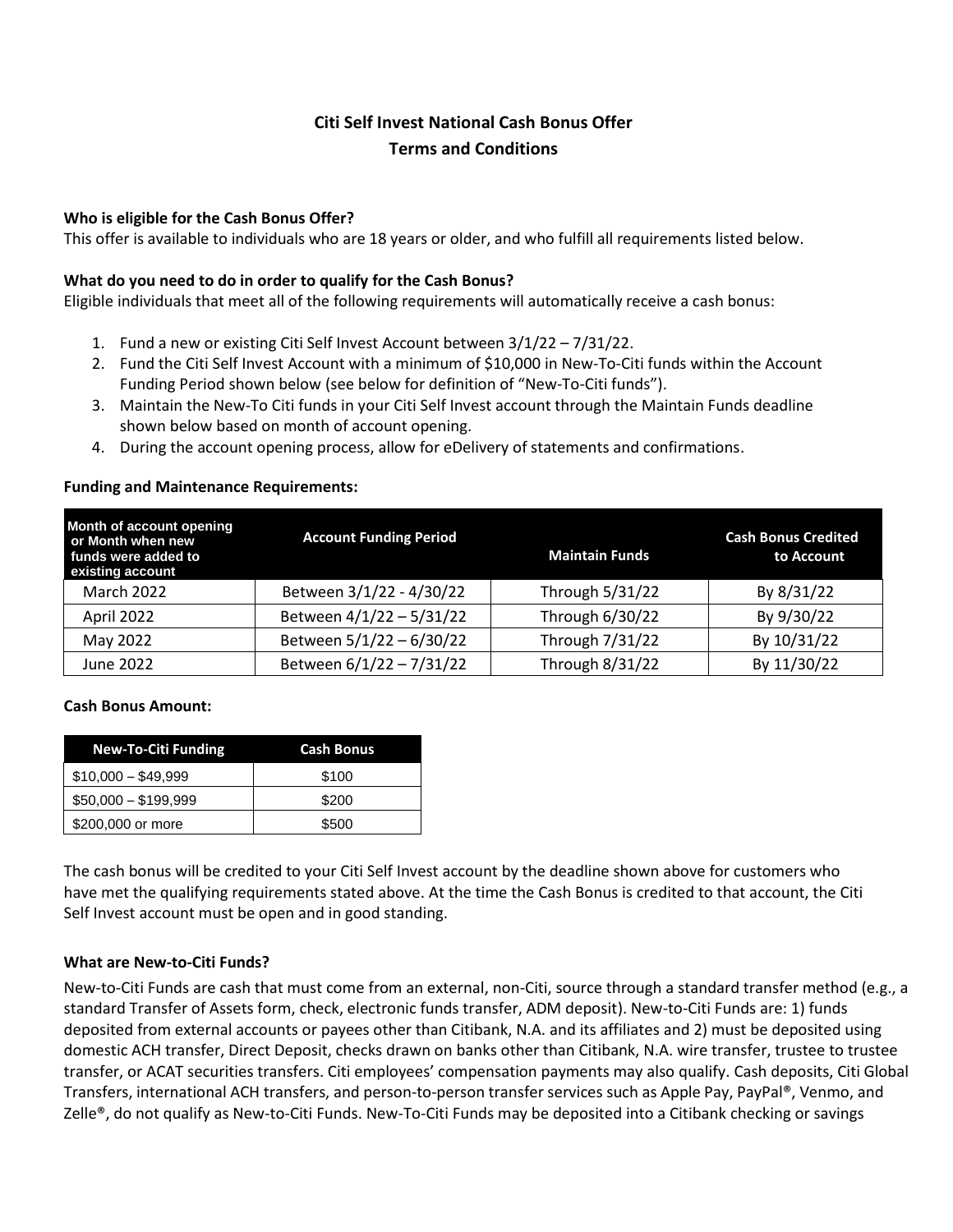# Citi Self Invest National Cash Bonus Offer
# Terms and Conditions

**Who is eligible for the Cash Bonus Offer?**

This offer is available to individuals who are 18 years or older, and who fulfill all requirements listed below.

**What do you need to do in order to qualify for the Cash Bonus?**

Eligible individuals that meet all of the following requirements will automatically receive a cash bonus:

1. Fund a new or existing Citi Self Invest Account between 3/1/22 – 7/31/22.
2. Fund the Citi Self Invest Account with a minimum of $10,000 in New-To-Citi funds within the Account Funding Period shown below (see below for definition of "New-To-Citi funds").
3. Maintain the New-To Citi funds in your Citi Self Invest account through the Maintain Funds deadline shown below based on month of account opening.
4. During the account opening process, allow for eDelivery of statements and confirmations.

**Funding and Maintenance Requirements:**

| Month of account opening or Month when new funds were added to existing account | Account Funding Period | Maintain Funds | Cash Bonus Credited to Account |
|---|---|---|---|
| March 2022 | Between 3/1/22 - 4/30/22 | Through 5/31/22 | By 8/31/22 |
| April 2022 | Between 4/1/22 – 5/31/22 | Through 6/30/22 | By 9/30/22 |
| May 2022 | Between 5/1/22 – 6/30/22 | Through 7/31/22 | By 10/31/22 |
| June 2022 | Between 6/1/22 – 7/31/22 | Through 8/31/22 | By 11/30/22 |

**Cash Bonus Amount:**

| New-To-Citi Funding | Cash Bonus |
|---|---|
| $10,000 – $49,999 | $100 |
| $50,000 – $199,999 | $200 |
| $200,000 or more | $500 |

The cash bonus will be credited to your Citi Self Invest account by the deadline shown above for customers who have met the qualifying requirements stated above. At the time the Cash Bonus is credited to that account, the Citi Self Invest account must be open and in good standing.

**What are New-to-Citi Funds?**

New-to-Citi Funds are cash that must come from an external, non-Citi, source through a standard transfer method (e.g., a standard Transfer of Assets form, check, electronic funds transfer, ADM deposit). New-to-Citi Funds are: 1) funds deposited from external accounts or payees other than Citibank, N.A. and its affiliates and 2) must be deposited using domestic ACH transfer, Direct Deposit, checks drawn on banks other than Citibank, N.A. wire transfer, trustee to trustee transfer, or ACAT securities transfers. Citi employees' compensation payments may also qualify. Cash deposits, Citi Global Transfers, international ACH transfers, and person-to-person transfer services such as Apple Pay, PayPal®, Venmo, and Zelle®, do not qualify as New-to-Citi Funds. New-To-Citi Funds may be deposited into a Citibank checking or savings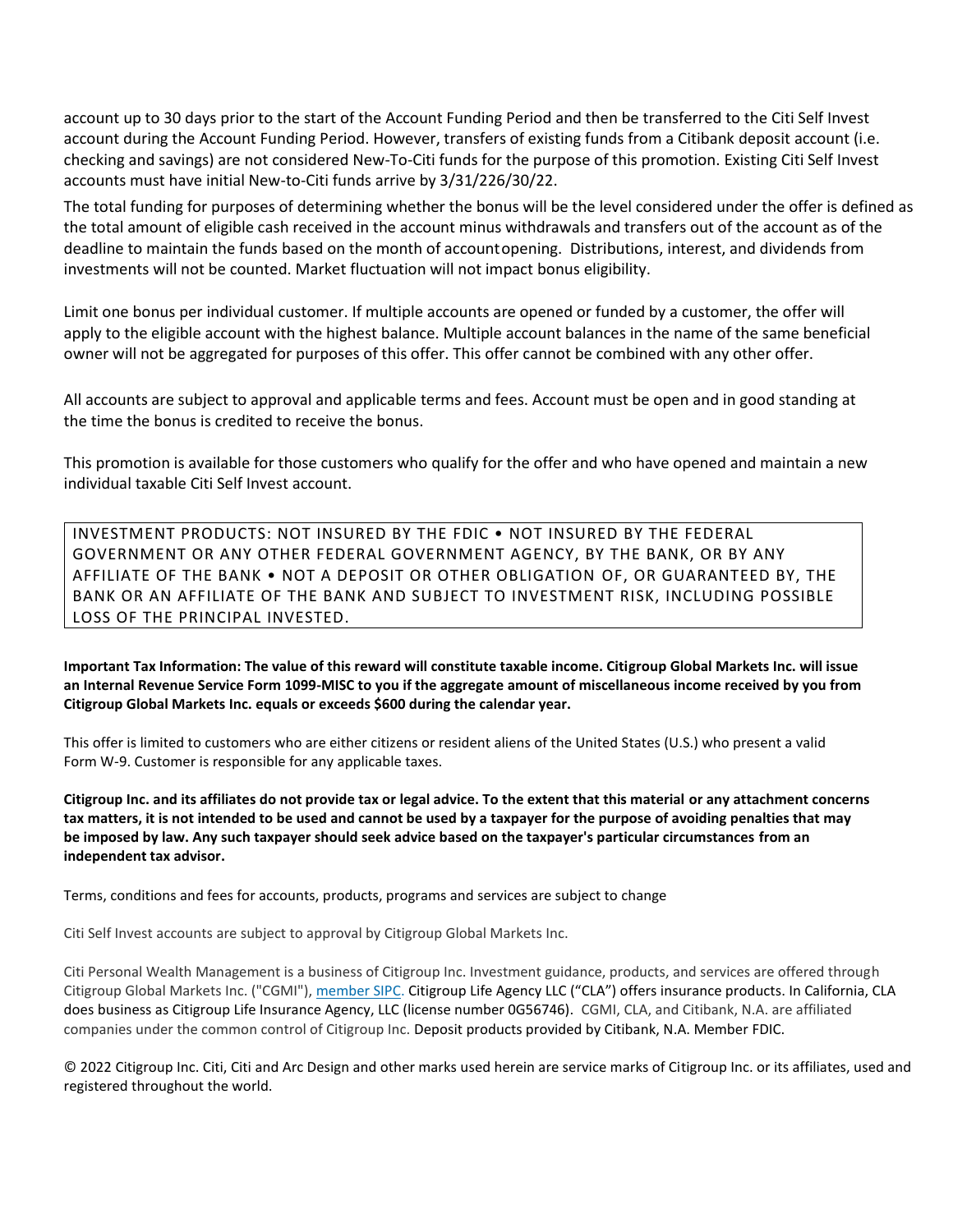account up to 30 days prior to the start of the Account Funding Period and then be transferred to the Citi Self Invest account during the Account Funding Period. However, transfers of existing funds from a Citibank deposit account (i.e. checking and savings) are not considered New-To-Citi funds for the purpose of this promotion. Existing Citi Self Invest accounts must have initial New-to-Citi funds arrive by 3/31/226/30/22.

The total funding for purposes of determining whether the bonus will be the level considered under the offer is defined as the total amount of eligible cash received in the account minus withdrawals and transfers out of the account as of the deadline to maintain the funds based on the month of accountopening. Distributions, interest, and dividends from investments will not be counted. Market fluctuation will not impact bonus eligibility.

Limit one bonus per individual customer. If multiple accounts are opened or funded by a customer, the offer will apply to the eligible account with the highest balance. Multiple account balances in the name of the same beneficial owner will not be aggregated for purposes of this offer. This offer cannot be combined with any other offer.

All accounts are subject to approval and applicable terms and fees. Account must be open and in good standing at the time the bonus is credited to receive the bonus.

This promotion is available for those customers who qualify for the offer and who have opened and maintain a new individual taxable Citi Self Invest account.

INVESTMENT PRODUCTS: NOT INSURED BY THE FDIC • NOT INSURED BY THE FEDERAL GOVERNMENT OR ANY OTHER FEDERAL GOVERNMENT AGENCY, BY THE BANK, OR BY ANY AFFILIATE OF THE BANK • NOT A DEPOSIT OR OTHER OBLIGATION OF, OR GUARANTEED BY, THE BANK OR AN AFFILIATE OF THE BANK AND SUBJECT TO INVESTMENT RISK, INCLUDING POSSIBLE LOSS OF THE PRINCIPAL INVESTED.

**Important Tax Information: The value of this reward will constitute taxable income. Citigroup Global Markets Inc. will issue an Internal Revenue Service Form 1099-MISC to you if the aggregate amount of miscellaneous income received by you from Citigroup Global Markets Inc. equals or exceeds $600 during the calendar year.**

This offer is limited to customers who are either citizens or resident aliens of the United States (U.S.) who present a valid Form W-9. Customer is responsible for any applicable taxes.

**Citigroup Inc. and its affiliates do not provide tax or legal advice. To the extent that this material or any attachment concerns tax matters, it is not intended to be used and cannot be used by a taxpayer for the purpose of avoiding penalties that may be imposed by law. Any such taxpayer should seek advice based on the taxpayer's particular circumstances from an independent tax advisor.**

Terms, conditions and fees for accounts, products, programs and services are subject to change

Citi Self Invest accounts are subject to approval by Citigroup Global Markets Inc.

Citi Personal Wealth Management is a business of Citigroup Inc. Investment guidance, products, and services are offered through Citigroup Global Markets Inc. ("CGMI"), member SIPC. Citigroup Life Agency LLC ("CLA") offers insurance products. In California, CLA does business as Citigroup Life Insurance Agency, LLC (license number 0G56746). CGMI, CLA, and Citibank, N.A. are affiliated companies under the common control of Citigroup Inc. Deposit products provided by Citibank, N.A. Member FDIC.

© 2022 Citigroup Inc. Citi, Citi and Arc Design and other marks used herein are service marks of Citigroup Inc. or its affiliates, used and registered throughout the world.